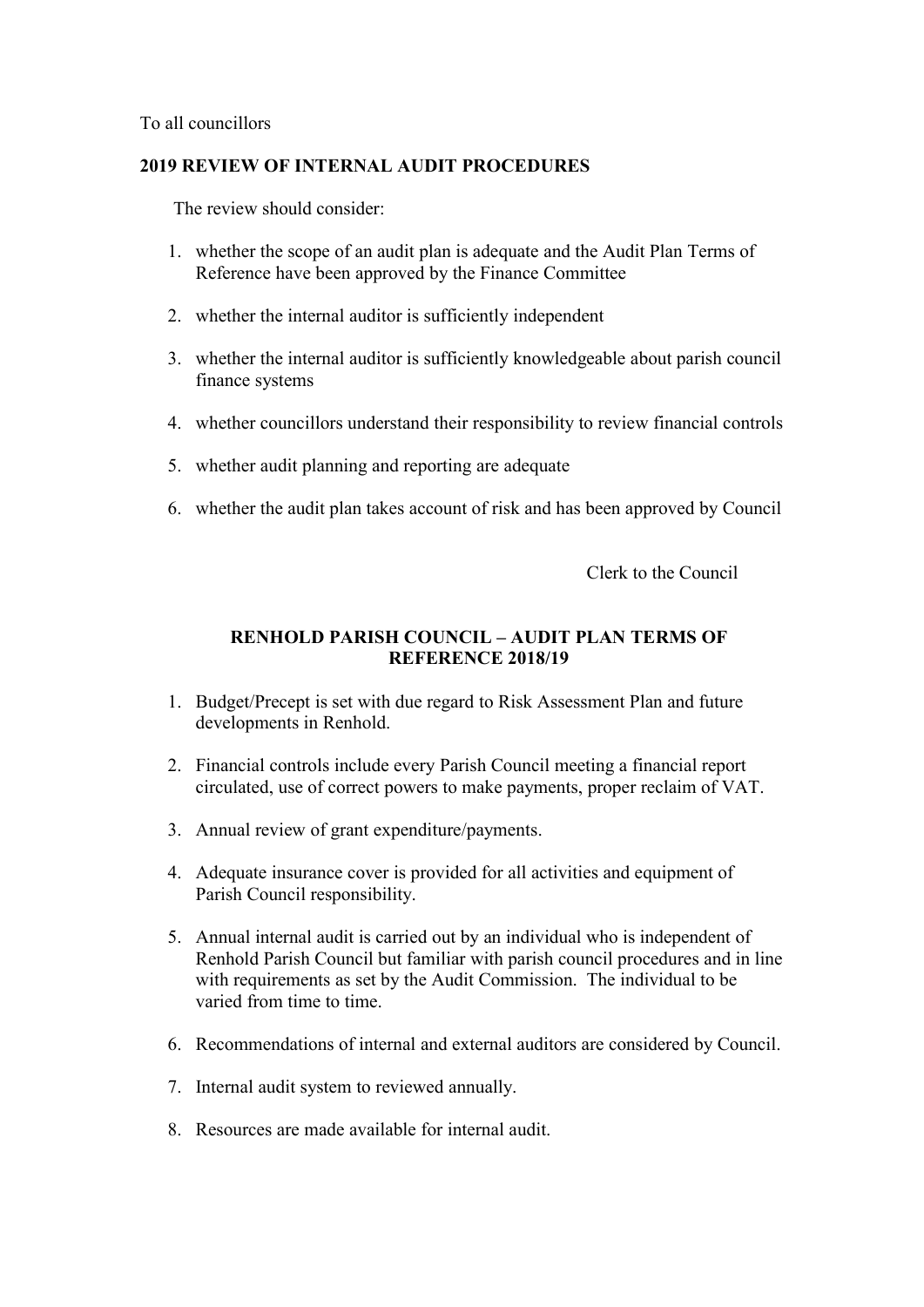To all councillors

**2019 REVIEW OF INTERNAL AUDIT PROCEDURES**

The review should consider:

1. whether the scope of an audit plan is adequate and the Audit Plan Terms of Reference have been approved by the Finance Committee
2. whether the internal auditor is sufficiently independent
3. whether the internal auditor is sufficiently knowledgeable about parish council finance systems
4. whether councillors understand their responsibility to review financial controls
5. whether audit planning and reporting are adequate
6. whether the audit plan takes account of risk and has been approved by Council

Clerk to the Council

**RENHOLD PARISH COUNCIL – AUDIT PLAN TERMS OF REFERENCE 2018/19**

1. Budget/Precept is set with due regard to Risk Assessment Plan and future developments in Renhold.
2. Financial controls include every Parish Council meeting a financial report circulated, use of correct powers to make payments, proper reclaim of VAT.
3. Annual review of grant expenditure/payments.
4. Adequate insurance cover is provided for all activities and equipment of Parish Council responsibility.
5. Annual internal audit is carried out by an individual who is independent of Renhold Parish Council but familiar with parish council procedures and in line with requirements as set by the Audit Commission. The individual to be varied from time to time.
6. Recommendations of internal and external auditors are considered by Council.
7. Internal audit system to reviewed annually.
8. Resources are made available for internal audit.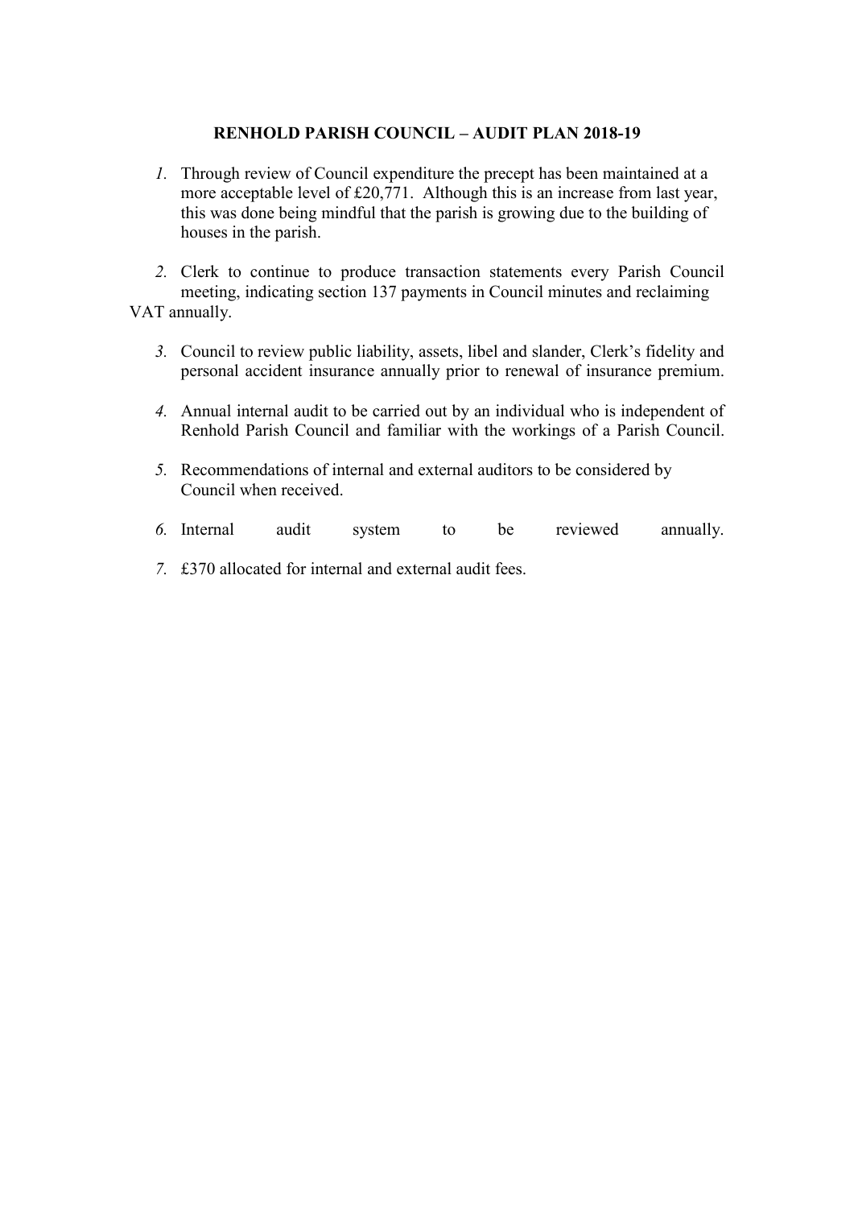**RENHOLD PARISH COUNCIL – AUDIT PLAN 2018-19**

1. Through review of Council expenditure the precept has been maintained at a more acceptable level of £20,771. Although this is an increase from last year, this was done being mindful that the parish is growing due to the building of houses in the parish.
2. Clerk to continue to produce transaction statements every Parish Council meeting, indicating section 137 payments in Council minutes and reclaiming VAT annually.
3. Council to review public liability, assets, libel and slander, Clerk's fidelity and personal accident insurance annually prior to renewal of insurance premium.
4. Annual internal audit to be carried out by an individual who is independent of Renhold Parish Council and familiar with the workings of a Parish Council.
5. Recommendations of internal and external auditors to be considered by Council when received.
6. Internal audit system to be reviewed annually.
7. £370 allocated for internal and external audit fees.